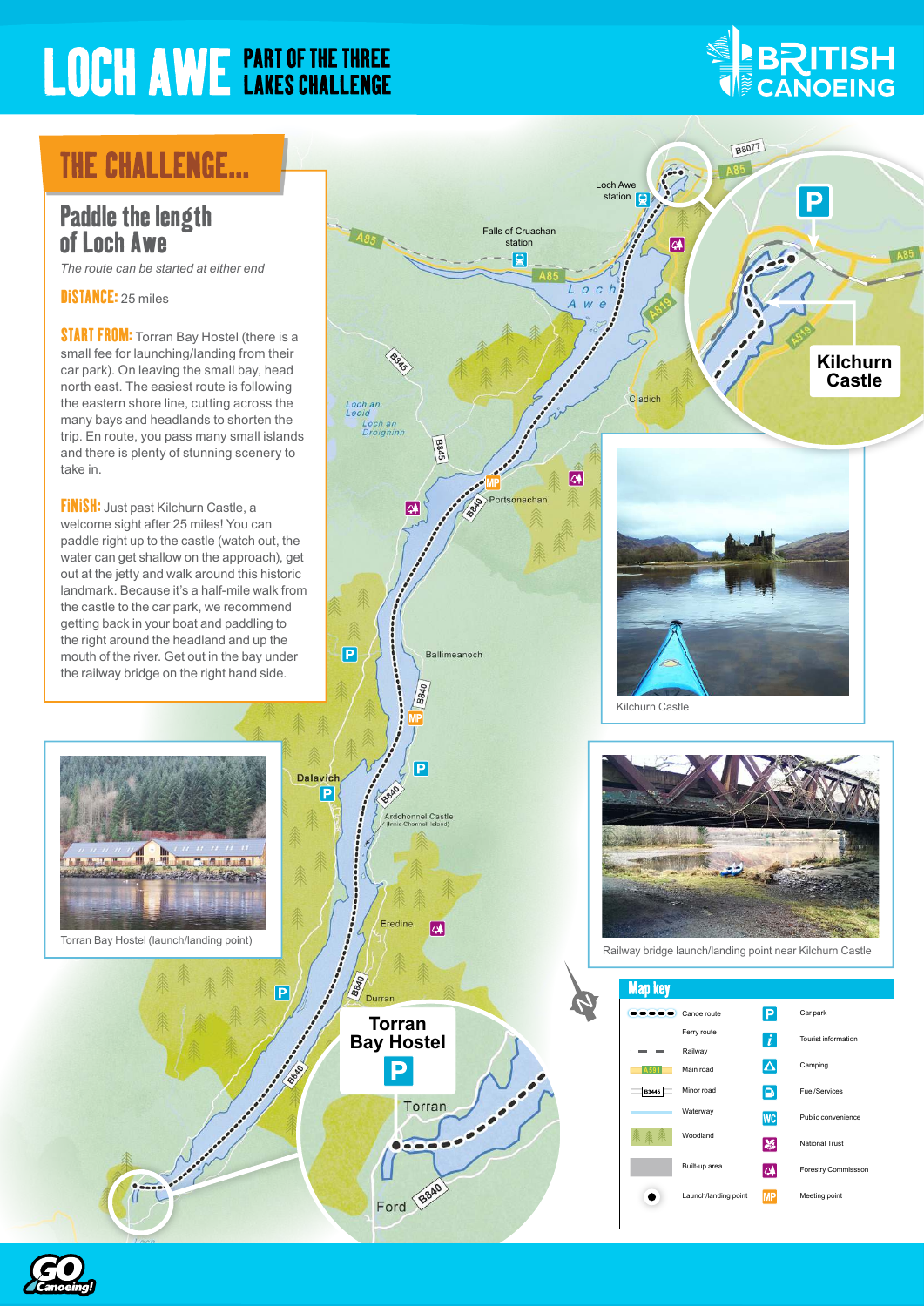# LOCH AWE PART OF THE THREE LAKES CHALLENGE

BRITISH CANOEING

## THE CHALLENGE...

### Paddle the length of Loch Awe

*The route can be started at either end*

**DISTANCE:** 25 miles

**START FROM:** Torran Bay Hostel (there is a small fee for launching/landing from their car park). On leaving the small bay, head north east. The easiest route is following the eastern shore line, cutting across the bays and headlands to shorten the trip. En route, you pass many small islands and there is plenty of stunning scenery to take in.

**FINISH:** Just past Kilchurn Castle, a welcome sight after 25 miles! You can paddle right up to the castle (watch out, the water can get shallow on the approach), get out at the jetty and walk around this historic landmark. Because it's a half-mile walk from the castle to the car park, we recommend getting back in your boat and paddling to the right around the headland and up the mouth of the river. Get out in the bay under the railway bridge on the right hand side.

Torran Bay Hostel (launch/landing point)

Kilchurn Castle

Railway bridge launch/landing point near Kilchurn Castle

Loch Awe station · Falls of Cruachan station · Loch Awe · Cladich · Portsonachan · Loch an Leoid · Loch an Droighinn · Ballimeanoch · Dalavich · Ardchonnel Castle (Innis Chonnell Island) · Eredine · Durran · Torran · Ford · Kilchurn Castle · Torran Bay Hostel · A85 · A819 · B8077 · B845 · B840

### Map key

| Symbol | Meaning | Symbol | Meaning |
|---|---|---|---|
| ●●●●● | Canoe route | P | Car park |
| ········· | Ferry route | i | Tourist information |
| ▬ ▬ | Railway | Δ | Camping |
| A591 | Main road | | Fuel/Services |
| B3445 | Minor road | WC | Public convenience |
| | Waterway | | National Trust |
| | Woodland | | Forestry Commisssion |
| | Built-up area | MP | Meeting point |
| ● | Launch/landing point | | |

GO Canoeing!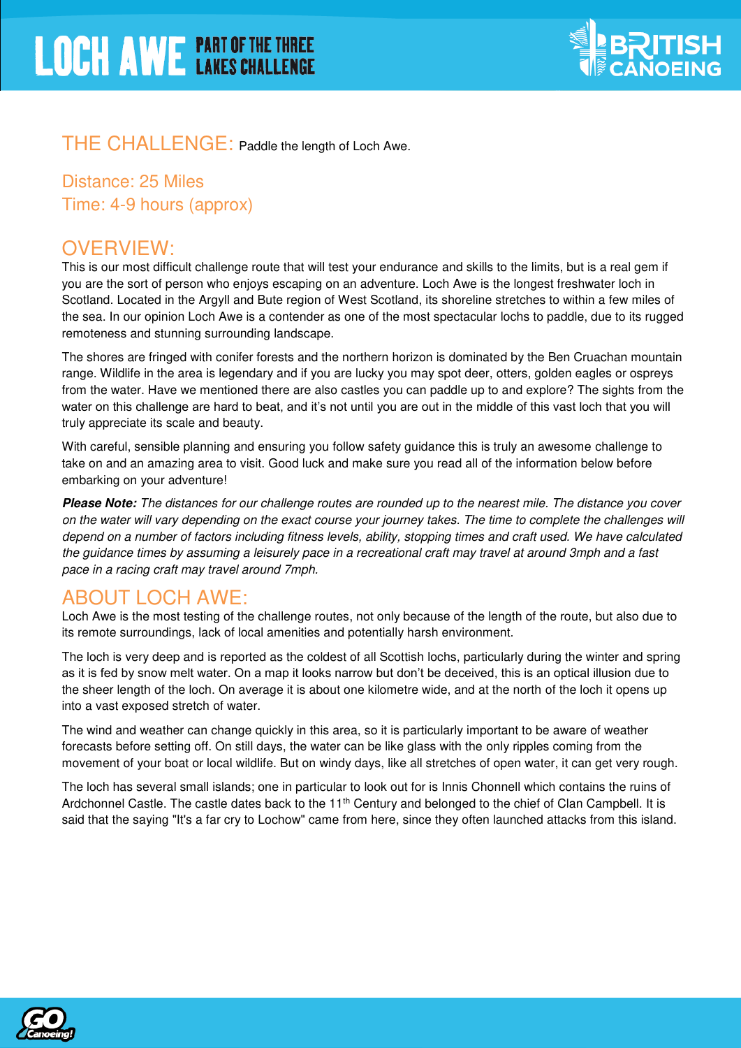# LOCH AWE PART OF THE THREE LAKES CHALLENGE

THE CHALLENGE: Paddle the length of Loch Awe.

Distance: 25 Miles
Time: 4-9 hours (approx)

## OVERVIEW:

This is our most difficult challenge route that will test your endurance and skills to the limits, but is a real gem if you are the sort of person who enjoys escaping on an adventure. Loch Awe is the longest freshwater loch in Scotland. Located in the Argyll and Bute region of West Scotland, its shoreline stretches to within a few miles of the sea. In our opinion Loch Awe is a contender as one of the most spectacular lochs to paddle, due to its rugged remoteness and stunning surrounding landscape.

The shores are fringed with conifer forests and the northern horizon is dominated by the Ben Cruachan mountain range. Wildlife in the area is legendary and if you are lucky you may spot deer, otters, golden eagles or ospreys from the water. Have we mentioned there are also castles you can paddle up to and explore? The sights from the water on this challenge are hard to beat, and it's not until you are out in the middle of this vast loch that you will truly appreciate its scale and beauty.

With careful, sensible planning and ensuring you follow safety guidance this is truly an awesome challenge to take on and an amazing area to visit. Good luck and make sure you read all of the information below before embarking on your adventure!

***Please Note:*** *The distances for our challenge routes are rounded up to the nearest mile. The distance you cover on the water will vary depending on the exact course your journey takes. The time to complete the challenges will depend on a number of factors including fitness levels, ability, stopping times and craft used. We have calculated the guidance times by assuming a leisurely pace in a recreational craft may travel at around 3mph and a fast pace in a racing craft may travel around 7mph.*

## ABOUT LOCH AWE:

Loch Awe is the most testing of the challenge routes, not only because of the length of the route, but also due to its remote surroundings, lack of local amenities and potentially harsh environment.

The loch is very deep and is reported as the coldest of all Scottish lochs, particularly during the winter and spring as it is fed by snow melt water. On a map it looks narrow but don't be deceived, this is an optical illusion due to the sheer length of the loch. On average it is about one kilometre wide, and at the north of the loch it opens up into a vast exposed stretch of water.

The wind and weather can change quickly in this area, so it is particularly important to be aware of weather forecasts before setting off. On still days, the water can be like glass with the only ripples coming from the movement of your boat or local wildlife. But on windy days, like all stretches of open water, it can get very rough.

The loch has several small islands; one in particular to look out for is Innis Chonnell which contains the ruins of Ardchonnel Castle. The castle dates back to the 11th Century and belonged to the chief of Clan Campbell. It is said that the saying "It's a far cry to Lochow" came from here, since they often launched attacks from this island.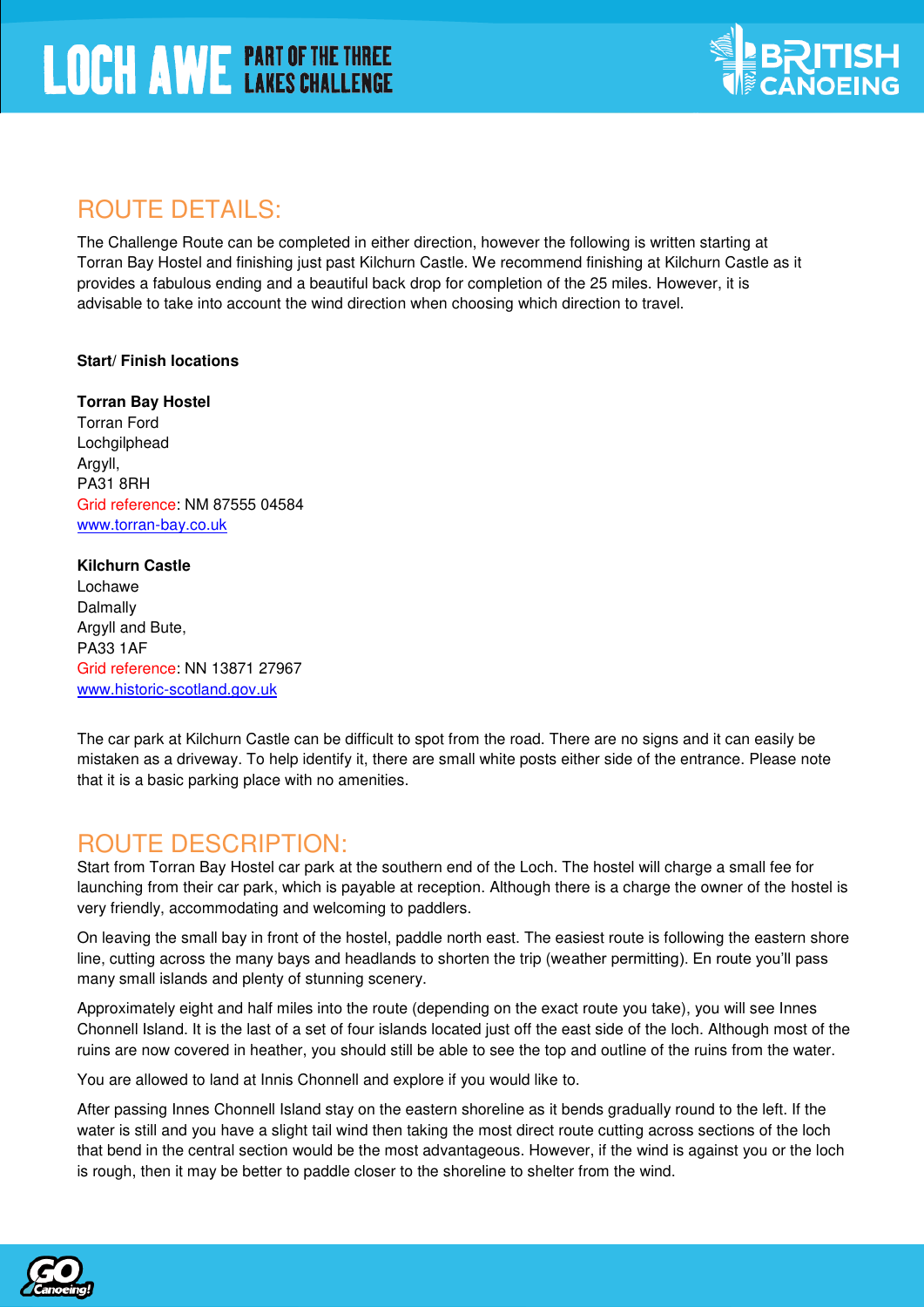## ROUTE DETAILS:

The Challenge Route can be completed in either direction, however the following is written starting at Torran Bay Hostel and finishing just past Kilchurn Castle. We recommend finishing at Kilchurn Castle as it provides a fabulous ending and a beautiful back drop for completion of the 25 miles. However, it is advisable to take into account the wind direction when choosing which direction to travel.

**Start/ Finish locations**

**Torran Bay Hostel**
Torran Ford
Lochgilphead
Argyll,
PA31 8RH
Grid reference: NM 87555 04584
www.torran-bay.co.uk

**Kilchurn Castle**
Lochawe
Dalmally
Argyll and Bute,
PA33 1AF
Grid reference: NN 13871 27967
www.historic-scotland.gov.uk

The car park at Kilchurn Castle can be difficult to spot from the road. There are no signs and it can easily be mistaken as a driveway. To help identify it, there are small white posts either side of the entrance. Please note that it is a basic parking place with no amenities.

## ROUTE DESCRIPTION:

Start from Torran Bay Hostel car park at the southern end of the Loch. The hostel will charge a small fee for launching from their car park, which is payable at reception. Although there is a charge the owner of the hostel is very friendly, accommodating and welcoming to paddlers.

On leaving the small bay in front of the hostel, paddle north east. The easiest route is following the eastern shore line, cutting across the many bays and headlands to shorten the trip (weather permitting). En route you'll pass many small islands and plenty of stunning scenery.

Approximately eight and half miles into the route (depending on the exact route you take), you will see Innes Chonnell Island. It is the last of a set of four islands located just off the east side of the loch. Although most of the ruins are now covered in heather, you should still be able to see the top and outline of the ruins from the water.

You are allowed to land at Innis Chonnell and explore if you would like to.

After passing Innes Chonnell Island stay on the eastern shoreline as it bends gradually round to the left. If the water is still and you have a slight tail wind then taking the most direct route cutting across sections of the loch that bend in the central section would be the most advantageous. However, if the wind is against you or the loch is rough, then it may be better to paddle closer to the shoreline to shelter from the wind.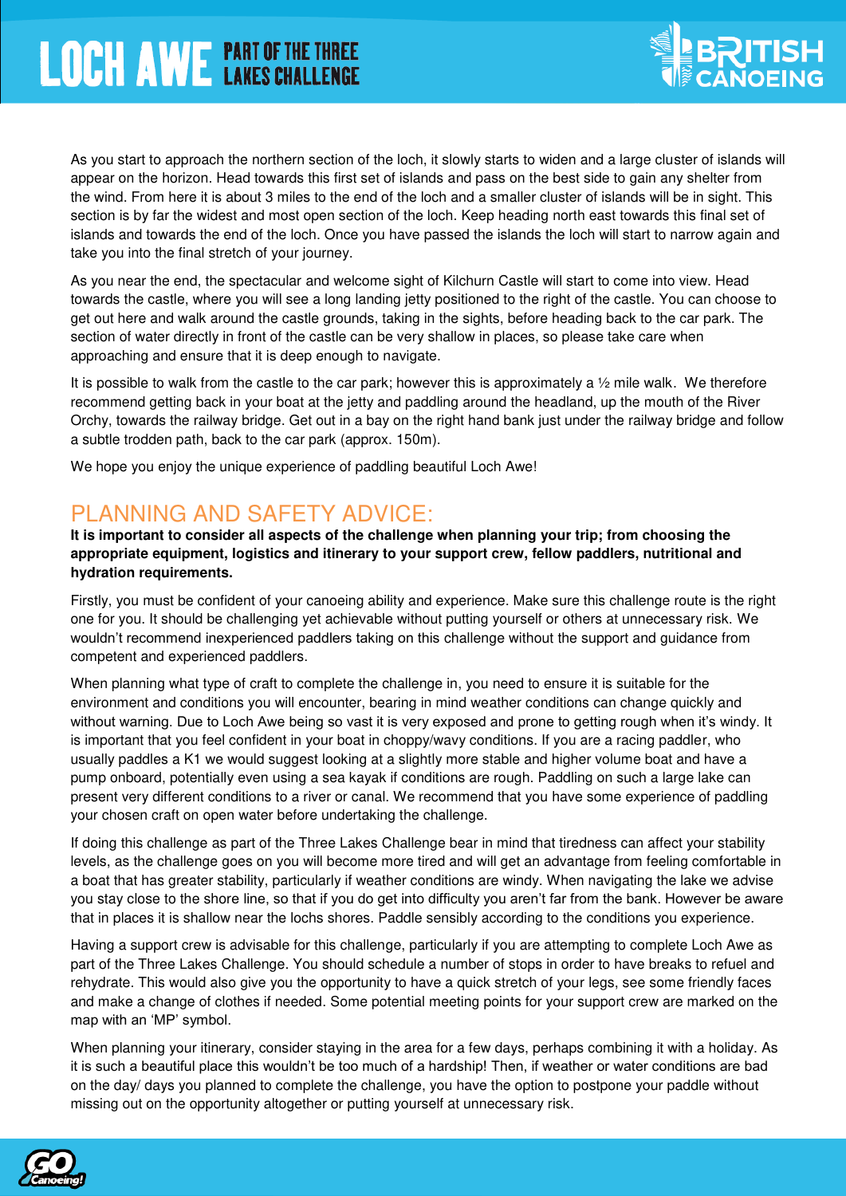As you start to approach the northern section of the loch, it slowly starts to widen and a large cluster of islands will appear on the horizon. Head towards this first set of islands and pass on the best side to gain any shelter from the wind. From here it is about 3 miles to the end of the loch and a smaller cluster of islands will be in sight. This section is by far the widest and most open section of the loch. Keep heading north east towards this final set of islands and towards the end of the loch. Once you have passed the islands the loch will start to narrow again and take you into the final stretch of your journey.

As you near the end, the spectacular and welcome sight of Kilchurn Castle will start to come into view. Head towards the castle, where you will see a long landing jetty positioned to the right of the castle. You can choose to get out here and walk around the castle grounds, taking in the sights, before heading back to the car park. The section of water directly in front of the castle can be very shallow in places, so please take care when approaching and ensure that it is deep enough to navigate.

It is possible to walk from the castle to the car park; however this is approximately a ½ mile walk. We therefore recommend getting back in your boat at the jetty and paddling around the headland, up the mouth of the River Orchy, towards the railway bridge. Get out in a bay on the right hand bank just under the railway bridge and follow a subtle trodden path, back to the car park (approx. 150m).

We hope you enjoy the unique experience of paddling beautiful Loch Awe!

## PLANNING AND SAFETY ADVICE:

**It is important to consider all aspects of the challenge when planning your trip; from choosing the appropriate equipment, logistics and itinerary to your support crew, fellow paddlers, nutritional and hydration requirements.**

Firstly, you must be confident of your canoeing ability and experience. Make sure this challenge route is the right one for you. It should be challenging yet achievable without putting yourself or others at unnecessary risk. We wouldn't recommend inexperienced paddlers taking on this challenge without the support and guidance from competent and experienced paddlers.

When planning what type of craft to complete the challenge in, you need to ensure it is suitable for the environment and conditions you will encounter, bearing in mind weather conditions can change quickly and without warning. Due to Loch Awe being so vast it is very exposed and prone to getting rough when it's windy. It is important that you feel confident in your boat in choppy/wavy conditions. If you are a racing paddler, who usually paddles a K1 we would suggest looking at a slightly more stable and higher volume boat and have a pump onboard, potentially even using a sea kayak if conditions are rough. Paddling on such a large lake can present very different conditions to a river or canal. We recommend that you have some experience of paddling your chosen craft on open water before undertaking the challenge.

If doing this challenge as part of the Three Lakes Challenge bear in mind that tiredness can affect your stability levels, as the challenge goes on you will become more tired and will get an advantage from feeling comfortable in a boat that has greater stability, particularly if weather conditions are windy. When navigating the lake we advise you stay close to the shore line, so that if you do get into difficulty you aren't far from the bank. However be aware that in places it is shallow near the lochs shores. Paddle sensibly according to the conditions you experience.

Having a support crew is advisable for this challenge, particularly if you are attempting to complete Loch Awe as part of the Three Lakes Challenge. You should schedule a number of stops in order to have breaks to refuel and rehydrate. This would also give you the opportunity to have a quick stretch of your legs, see some friendly faces and make a change of clothes if needed. Some potential meeting points for your support crew are marked on the map with an 'MP' symbol.

When planning your itinerary, consider staying in the area for a few days, perhaps combining it with a holiday. As it is such a beautiful place this wouldn't be too much of a hardship! Then, if weather or water conditions are bad on the day/ days you planned to complete the challenge, you have the option to postpone your paddle without missing out on the opportunity altogether or putting yourself at unnecessary risk.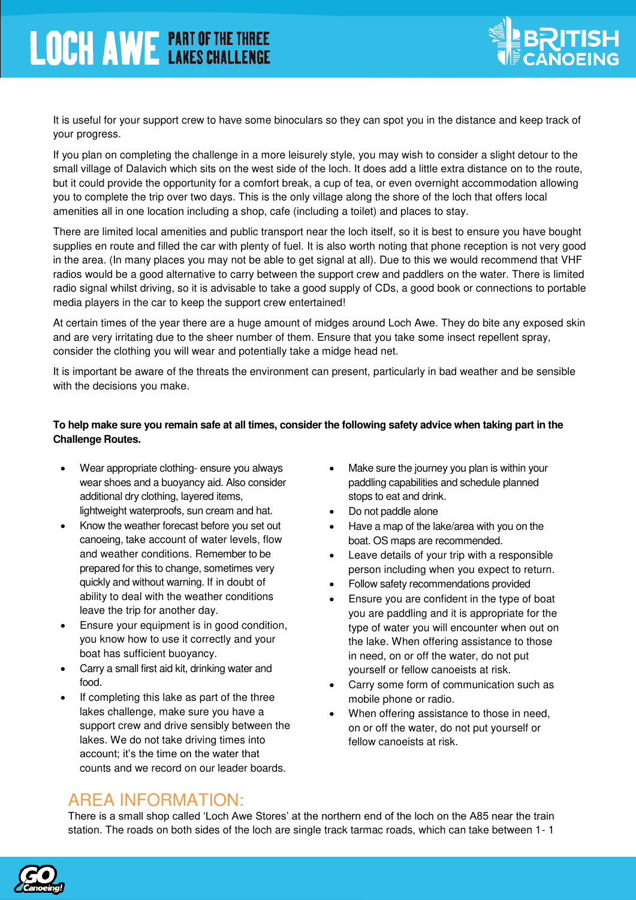It is useful for your support crew to have some binoculars so they can spot you in the distance and keep track of your progress.

If you plan on completing the challenge in a more leisurely style, you may wish to consider a slight detour to the small village of Dalavich which sits on the west side of the loch. It does add a little extra distance on to the route, but it could provide the opportunity for a comfort break, a cup of tea, or even overnight accommodation allowing you to complete the trip over two days. This is the only village along the shore of the loch that offers local amenities all in one location including a shop, cafe (including a toilet) and places to stay.

There are limited local amenities and public transport near the loch itself, so it is best to ensure you have bought supplies en route and filled the car with plenty of fuel. It is also worth noting that phone reception is not very good in the area. (In many places you may not be able to get signal at all). Due to this we would recommend that VHF radios would be a good alternative to carry between the support crew and paddlers on the water. There is limited radio signal whilst driving, so it is advisable to take a good supply of CDs, a good book or connections to portable media players in the car to keep the support crew entertained!

At certain times of the year there are a huge amount of midges around Loch Awe. They do bite any exposed skin and are very irritating due to the sheer number of them. Ensure that you take some insect repellent spray, consider the clothing you will wear and potentially take a midge head net.

It is important be aware of the threats the environment can present, particularly in bad weather and be sensible with the decisions you make.

**To help make sure you remain safe at all times, consider the following safety advice when taking part in the Challenge Routes.**

- Wear appropriate clothing- ensure you always wear shoes and a buoyancy aid. Also consider additional dry clothing, layered items, lightweight waterproofs, sun cream and hat.
- Know the weather forecast before you set out canoeing, take account of water levels, flow and weather conditions. Remember to be prepared for this to change, sometimes very quickly and without warning. If in doubt of ability to deal with the weather conditions leave the trip for another day.
- Ensure your equipment is in good condition, you know how to use it correctly and your boat has sufficient buoyancy.
- Carry a small first aid kit, drinking water and food.
- If completing this lake as part of the three lakes challenge, make sure you have a support crew and drive sensibly between the lakes. We do not take driving times into account; it's the time on the water that counts and we record on our leader boards.
- Make sure the journey you plan is within your paddling capabilities and schedule planned stops to eat and drink.
- Do not paddle alone
- Have a map of the lake/area with you on the boat. OS maps are recommended.
- Leave details of your trip with a responsible person including when you expect to return.
- Follow safety recommendations provided
- Ensure you are confident in the type of boat you are paddling and it is appropriate for the type of water you will encounter when out on the lake. When offering assistance to those in need, on or off the water, do not put yourself or fellow canoeists at risk.
- Carry some form of communication such as mobile phone or radio.
- When offering assistance to those in need, on or off the water, do not put yourself or fellow canoeists at risk.

## AREA INFORMATION:

There is a small shop called 'Loch Awe Stores' at the northern end of the loch on the A85 near the train station. The roads on both sides of the loch are single track tarmac roads, which can take between 1- 1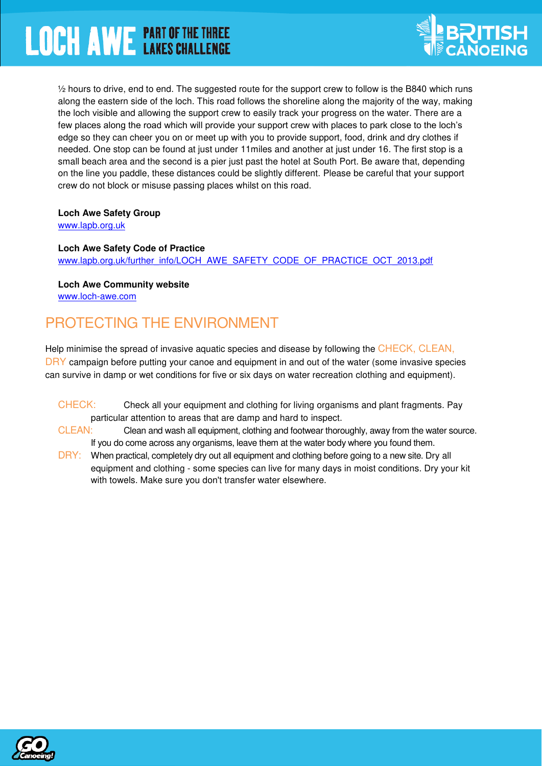½ hours to drive, end to end. The suggested route for the support crew to follow is the B840 which runs along the eastern side of the loch. This road follows the shoreline along the majority of the way, making the loch visible and allowing the support crew to easily track your progress on the water. There are a few places along the road which will provide your support crew with places to park close to the loch's edge so they can cheer you on or meet up with you to provide support, food, drink and dry clothes if needed. One stop can be found at just under 11miles and another at just under 16. The first stop is a small beach area and the second is a pier just past the hotel at South Port. Be aware that, depending on the line you paddle, these distances could be slightly different. Please be careful that your support crew do not block or misuse passing places whilst on this road.

**Loch Awe Safety Group**
www.lapb.org.uk

**Loch Awe Safety Code of Practice**
www.lapb.org.uk/further_info/LOCH_AWE_SAFETY_CODE_OF_PRACTICE_OCT_2013.pdf

**Loch Awe Community website**
www.loch-awe.com

## PROTECTING THE ENVIRONMENT

Help minimise the spread of invasive aquatic species and disease by following the CHECK, CLEAN, DRY campaign before putting your canoe and equipment in and out of the water (some invasive species can survive in damp or wet conditions for five or six days on water recreation clothing and equipment).

- CHECK: Check all your equipment and clothing for living organisms and plant fragments. Pay particular attention to areas that are damp and hard to inspect.
- CLEAN: Clean and wash all equipment, clothing and footwear thoroughly, away from the water source. If you do come across any organisms, leave them at the water body where you found them.
- DRY: When practical, completely dry out all equipment and clothing before going to a new site. Dry all equipment and clothing - some species can live for many days in moist conditions. Dry your kit with towels. Make sure you don't transfer water elsewhere.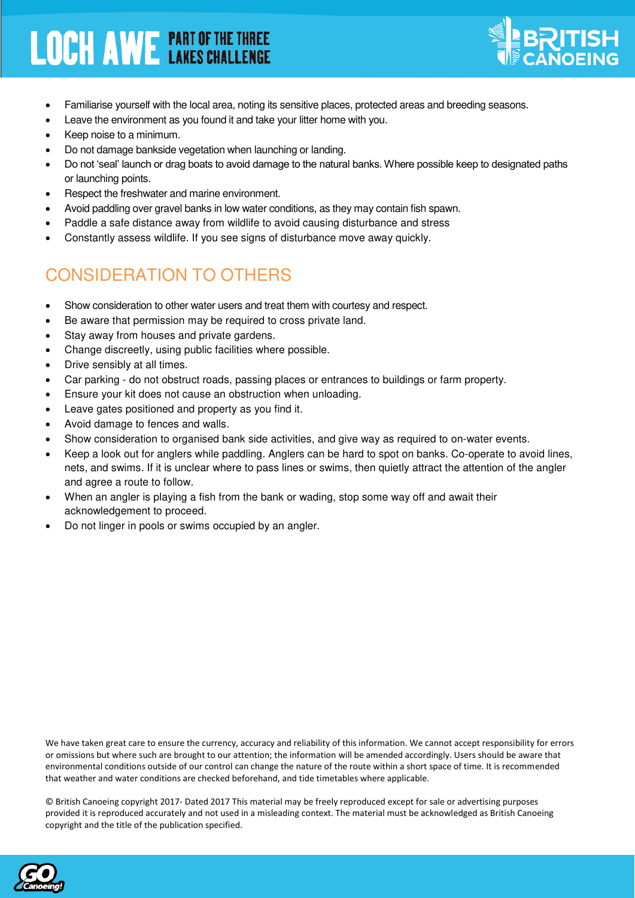- Familiarise yourself with the local area, noting its sensitive places, protected areas and breeding seasons.
- Leave the environment as you found it and take your litter home with you.
- Keep noise to a minimum.
- Do not damage bankside vegetation when launching or landing.
- Do not 'seal' launch or drag boats to avoid damage to the natural banks. Where possible keep to designated paths or launching points.
- Respect the freshwater and marine environment.
- Avoid paddling over gravel banks in low water conditions, as they may contain fish spawn.
- Paddle a safe distance away from wildlife to avoid causing disturbance and stress
- Constantly assess wildlife. If you see signs of disturbance move away quickly.

## CONSIDERATION TO OTHERS

- Show consideration to other water users and treat them with courtesy and respect.
- Be aware that permission may be required to cross private land.
- Stay away from houses and private gardens.
- Change discreetly, using public facilities where possible.
- Drive sensibly at all times.
- Car parking - do not obstruct roads, passing places or entrances to buildings or farm property.
- Ensure your kit does not cause an obstruction when unloading.
- Leave gates positioned and property as you find it.
- Avoid damage to fences and walls.
- Show consideration to organised bank side activities, and give way as required to on-water events.
- Keep a look out for anglers while paddling. Anglers can be hard to spot on banks. Co-operate to avoid lines, nets, and swims. If it is unclear where to pass lines or swims, then quietly attract the attention of the angler and agree a route to follow.
- When an angler is playing a fish from the bank or wading, stop some way off and await their acknowledgement to proceed.
- Do not linger in pools or swims occupied by an angler.

We have taken great care to ensure the currency, accuracy and reliability of this information. We cannot accept responsibility for errors or omissions but where such are brought to our attention; the information will be amended accordingly. Users should be aware that environmental conditions outside of our control can change the nature of the route within a short space of time. It is recommended that weather and water conditions are checked beforehand, and tide timetables where applicable.

© British Canoeing copyright 2017- Dated 2017 This material may be freely reproduced except for sale or advertising purposes provided it is reproduced accurately and not used in a misleading context. The material must be acknowledged as British Canoeing copyright and the title of the publication specified.